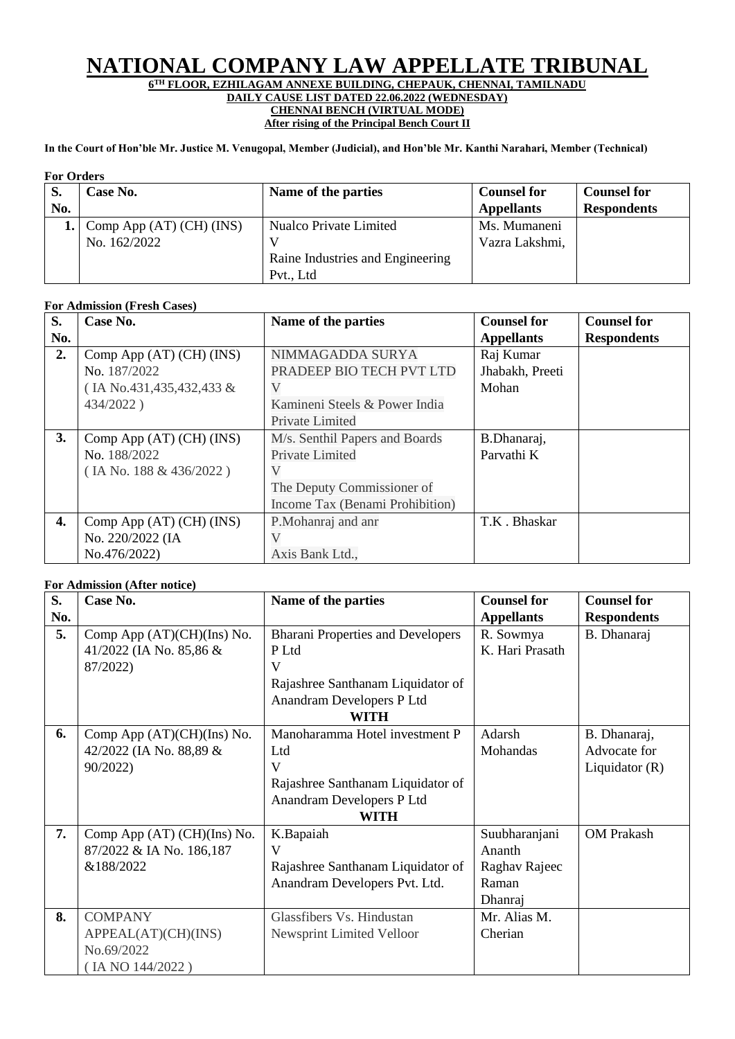# NATIONAL COMPANY LAW APPELLATE TRIBUNAL

**6TH FLOOR, EZHILAGAM ANNEXE BUILDING, CHEPAUK, CHENNAI, TAMILNADU**

**DAILY CAUSE LIST DATED 22.06.2022 (WEDNESDAY)**

**CHENNAI BENCH (VIRTUAL MODE)**

**After rising of the Principal Bench Court II**

**In the Court of Hon'ble Mr. Justice M. Venugopal, Member (Judicial), and Hon'ble Mr. Kanthi Narahari, Member (Technical)**

**For Orders**

| S. No. | Case No. | Name of the parties | Counsel for Appellants | Counsel for Respondents |
|---|---|---|---|---|
| 1. | Comp App (AT) (CH) (INS) No. 162/2022 | Nualco Private Limited<br>V<br>Raine Industries and Engineering Pvt., Ltd | Ms. Mumaneni Vazra Lakshmi, | |

**For Admission (Fresh Cases)**

| S. No. | Case No. | Name of the parties | Counsel for Appellants | Counsel for Respondents |
|---|---|---|---|---|
| 2. | Comp App (AT) (CH) (INS) No. 187/2022 ( IA No.431,435,432,433 & 434/2022 ) | NIMMAGADDA SURYA PRADEEP BIO TECH PVT LTD<br>V<br>Kamineni Steels & Power India Private Limited | Raj Kumar Jhabakh, Preeti Mohan | |
| 3. | Comp App (AT) (CH) (INS) No. 188/2022 ( IA No. 188 & 436/2022 ) | M/s. Senthil Papers and Boards Private Limited<br>V<br>The Deputy Commissioner of Income Tax (Benami Prohibition) | B.Dhanaraj, Parvathi K | |
| 4. | Comp App (AT) (CH) (INS) No. 220/2022 (IA No.476/2022) | P.Mohanraj and anr<br>V<br>Axis Bank Ltd., | T.K . Bhaskar | |

**For Admission (After notice)**

| S. No. | Case No. | Name of the parties | Counsel for Appellants | Counsel for Respondents |
|---|---|---|---|---|
| 5. | Comp App (AT)(CH)(Ins) No. 41/2022 (IA No. 85,86 & 87/2022) | Bharani Properties and Developers P Ltd<br>V<br>Rajashree Santhanam Liquidator of Anandram Developers P Ltd<br>**WITH** | R. Sowmya<br>K. Hari Prasath | B. Dhanaraj |
| 6. | Comp App (AT)(CH)(Ins) No. 42/2022 (IA No. 88,89 & 90/2022) | Manoharamma Hotel investment P Ltd<br>V<br>Rajashree Santhanam Liquidator of Anandram Developers P Ltd<br>**WITH** | Adarsh Mohandas | B. Dhanaraj, Advocate for Liquidator (R) |
| 7. | Comp App (AT) (CH)(Ins) No. 87/2022 & IA No. 186,187 &188/2022 | K.Bapaiah<br>V<br>Rajashree Santhanam Liquidator of Anandram Developers Pvt. Ltd. | Suubharanjani Ananth<br>Raghav Rajeec Raman<br>Dhanraj | OM Prakash |
| 8. | COMPANY APPEAL(AT)(CH)(INS) No.69/2022 ( IA NO 144/2022 ) | Glassfibers Vs. Hindustan Newsprint Limited Velloor | Mr. Alias M. Cherian | |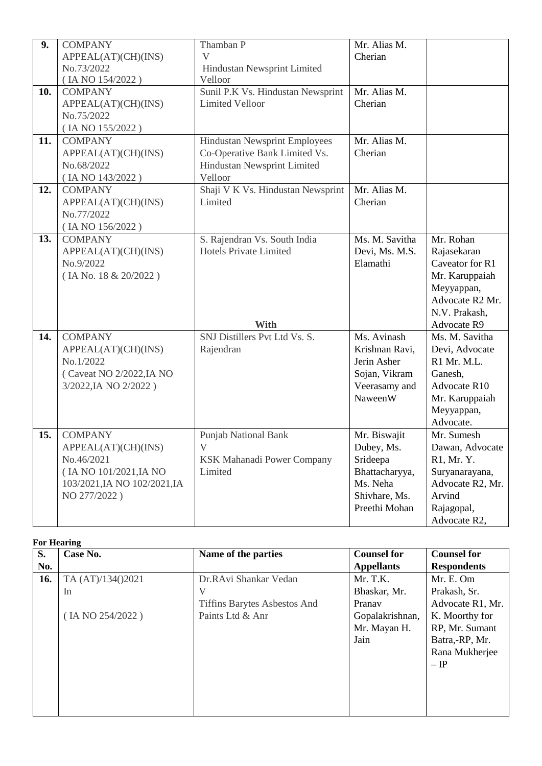| 9. | COMPANY APPEAL(AT)(CH)(INS) No.73/2022 ( IA NO 154/2022 ) | Thamban P V Hindustan Newsprint Limited Velloor | Mr. Alias M. Cherian | |
|---|---|---|---|---|
| 10. | COMPANY APPEAL(AT)(CH)(INS) No.75/2022 ( IA NO 155/2022 ) | Sunil P.K Vs. Hindustan Newsprint Limited Velloor | Mr. Alias M. Cherian | |
| 11. | COMPANY APPEAL(AT)(CH)(INS) No.68/2022 ( IA NO 143/2022 ) | Hindustan Newsprint Employees Co-Operative Bank Limited Vs. Hindustan Newsprint Limited Velloor | Mr. Alias M. Cherian | |
| 12. | COMPANY APPEAL(AT)(CH)(INS) No.77/2022 ( IA NO 156/2022 ) | Shaji V K Vs. Hindustan Newsprint Limited | Mr. Alias M. Cherian | |
| 13. | COMPANY APPEAL(AT)(CH)(INS) No.9/2022 ( IA No. 18 & 20/2022 ) | S. Rajendran Vs. South India Hotels Private Limited **With** | Ms. M. Savitha Devi, Ms. M.S. Elamathi | Mr. Rohan Rajasekaran Caveator for R1 Mr. Karuppaiah Meyyappan, Advocate R2 Mr. N.V. Prakash, Advocate R9 |
| 14. | COMPANY APPEAL(AT)(CH)(INS) No.1/2022 ( Caveat NO 2/2022,IA NO 3/2022,IA NO 2/2022 ) | SNJ Distillers Pvt Ltd Vs. S. Rajendran | Ms. Avinash Krishnan Ravi, Jerin Asher Sojan, Vikram Veerasamy and NaweenW | Ms. M. Savitha Devi, Advocate R1 Mr. M.L. Ganesh, Advocate R10 Mr. Karuppaiah Meyyappan, Advocate. |
| 15. | COMPANY APPEAL(AT)(CH)(INS) No.46/2021 ( IA NO 101/2021,IA NO 103/2021,IA NO 102/2021,IA NO 277/2022 ) | Punjab National Bank V KSK Mahanadi Power Company Limited | Mr. Biswajit Dubey, Ms. Srideepa Bhattacharyya, Ms. Neha Shivhare, Ms. Preethi Mohan | Mr. Sumesh Dawan, Advocate R1, Mr. Y. Suryanarayana, Advocate R2, Mr. Arvind Rajagopal, Advocate R2, |

**For Hearing**

| S. No. | Case No. | Name of the parties | Counsel for Appellants | Counsel for Respondents |
|---|---|---|---|---|
| 16. | TA (AT)/134()2021 In ( IA NO 254/2022 ) | Dr.RAvi Shankar Vedan V Tiffins Barytes Asbestos And Paints Ltd & Anr | Mr. T.K. Bhaskar, Mr. Pranav Gopalakrishnan, Mr. Mayan H. Jain | Mr. E. Om Prakash, Sr. Advocate R1, Mr. K. Moorthy for RP, Mr. Sumant Batra,-RP, Mr. Rana Mukherjee – IP |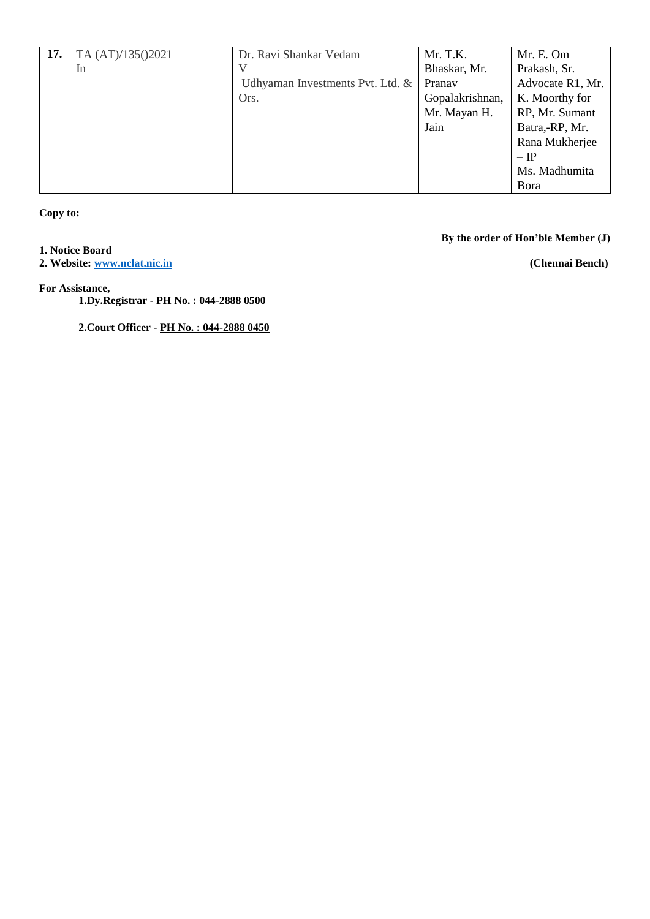| | | | | |
|---|---|---|---|---|
| **17.** | TA (AT)/135()2021 In | Dr. Ravi Shankar Vedam V Udhyaman Investments Pvt. Ltd. & Ors. | Mr. T.K. Bhaskar, Mr. Pranav Gopalakrishnan, Mr. Mayan H. Jain | Mr. E. Om Prakash, Sr. Advocate R1, Mr. K. Moorthy for RP, Mr. Sumant Batra,-RP, Mr. Rana Mukherjee – IP Ms. Madhumita Bora |

**Copy to:**

**By the order of Hon'ble Member (J)**

**(Chennai Bench)**

**1. Notice Board**
**2. Website: www.nclat.nic.in**

**For Assistance,**

**1.Dy.Registrar - PH No. : 044-2888 0500**

**2.Court Officer - PH No. : 044-2888 0450**